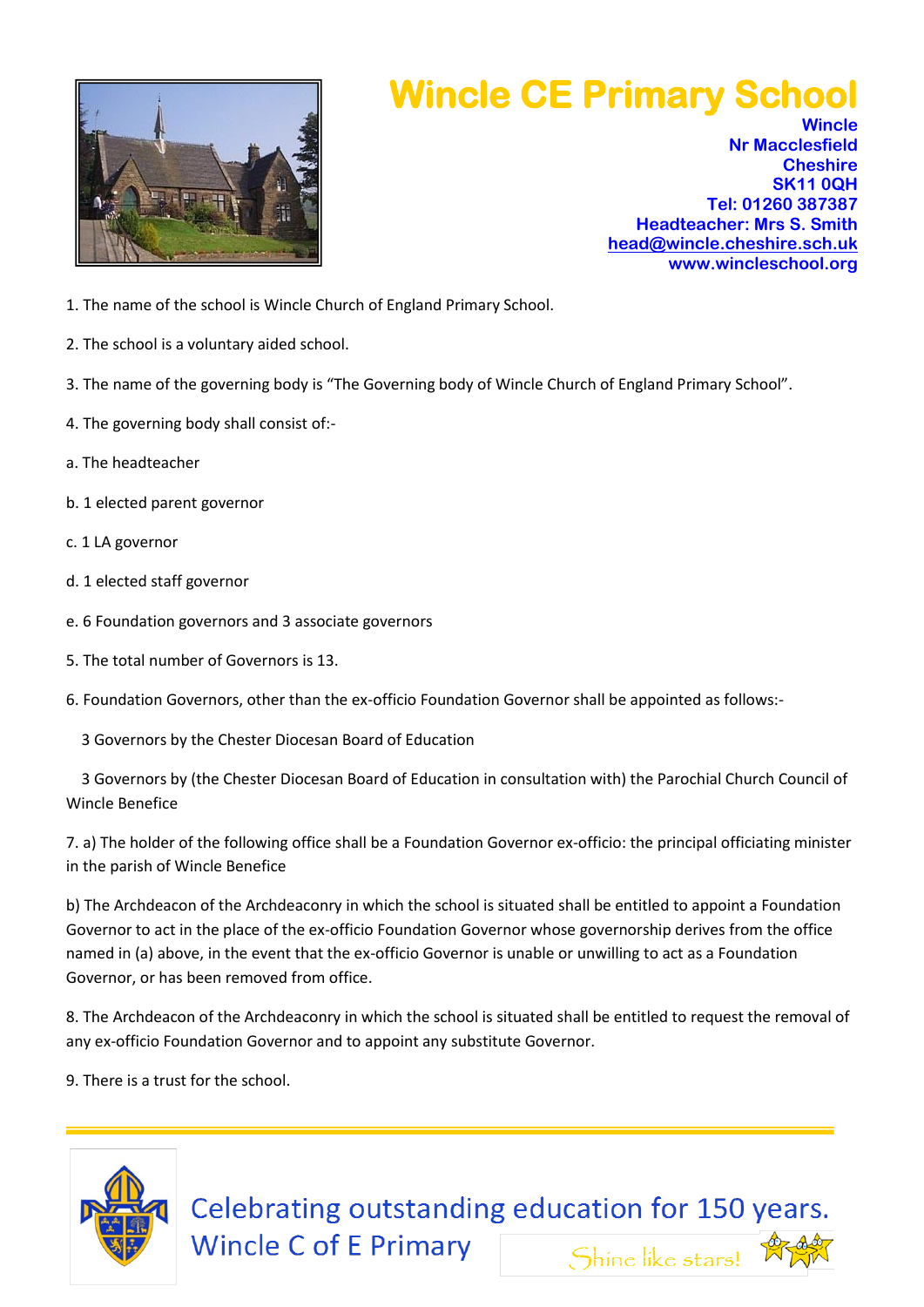# Wincle CE Primary School

**Wincle**
**Nr Macclesfield**
**Cheshire**
**SK11 0QH**
**Tel: 01260 387387**
**Headteacher: Mrs S. Smith**
**head@wincle.cheshire.sch.uk**
**www.wincleschool.org**

1. The name of the school is Wincle Church of England Primary School.

2. The school is a voluntary aided school.

3. The name of the governing body is "The Governing body of Wincle Church of England Primary School".

4. The governing body shall consist of:-

a. The headteacher

b. 1 elected parent governor

c. 1 LA governor

d. 1 elected staff governor

e. 6 Foundation governors and 3 associate governors

5. The total number of Governors is 13.

6. Foundation Governors, other than the ex-officio Foundation Governor shall be appointed as follows:-

3 Governors by the Chester Diocesan Board of Education

3 Governors by (the Chester Diocesan Board of Education in consultation with) the Parochial Church Council of Wincle Benefice

7. a) The holder of the following office shall be a Foundation Governor ex-officio: the principal officiating minister in the parish of Wincle Benefice

b) The Archdeacon of the Archdeaconry in which the school is situated shall be entitled to appoint a Foundation Governor to act in the place of the ex-officio Foundation Governor whose governorship derives from the office named in (a) above, in the event that the ex-officio Governor is unable or unwilling to act as a Foundation Governor, or has been removed from office.

8. The Archdeacon of the Archdeaconry in which the school is situated shall be entitled to request the removal of any ex-officio Foundation Governor and to appoint any substitute Governor.

9. There is a trust for the school.

Celebrating outstanding education for 150 years.
Wincle C of E Primary

Shine like stars!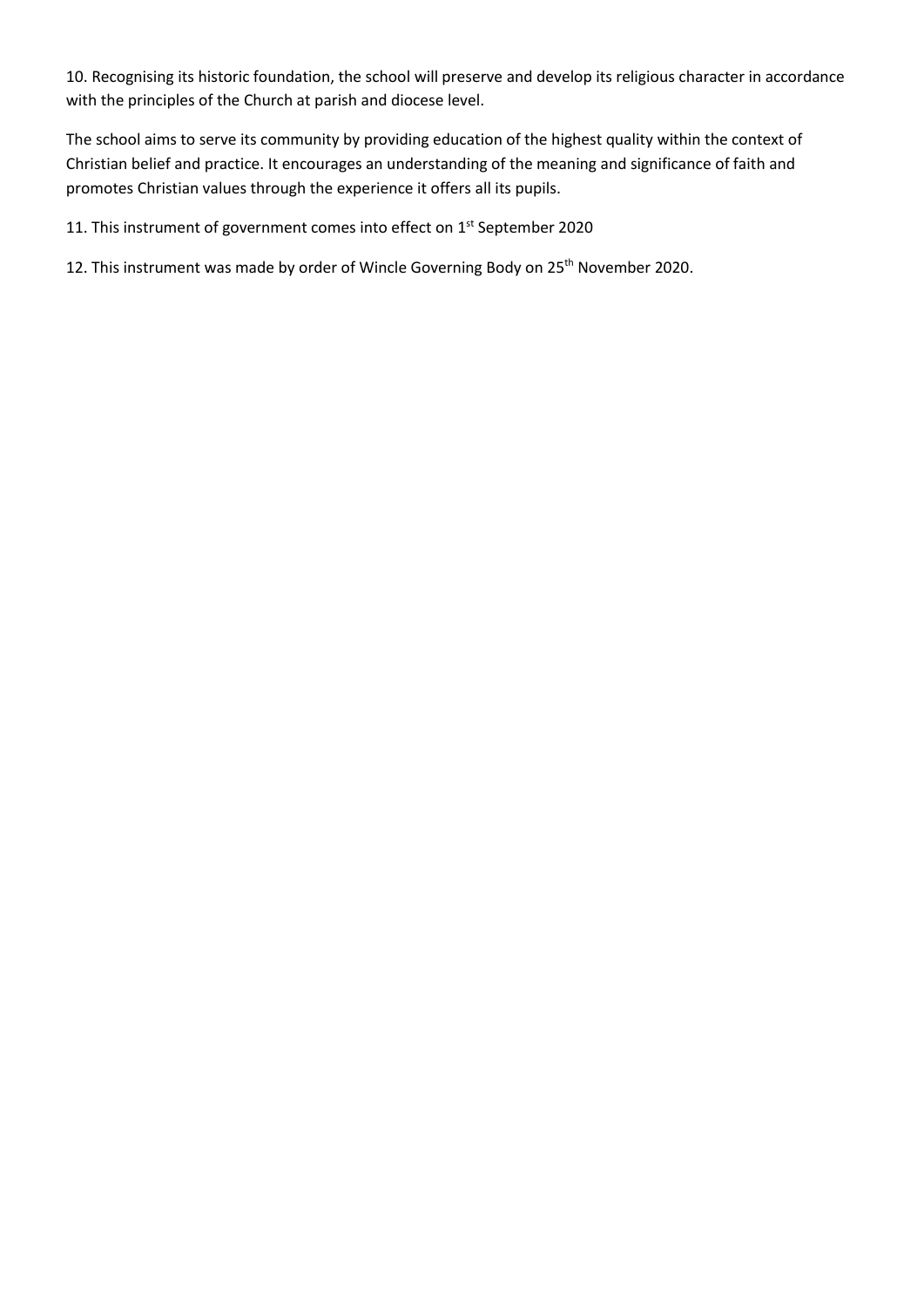10. Recognising its historic foundation, the school will preserve and develop its religious character in accordance with the principles of the Church at parish and diocese level.

The school aims to serve its community by providing education of the highest quality within the context of Christian belief and practice. It encourages an understanding of the meaning and significance of faith and promotes Christian values through the experience it offers all its pupils.

11. This instrument of government comes into effect on 1st September 2020

12. This instrument was made by order of Wincle Governing Body on 25th November 2020.